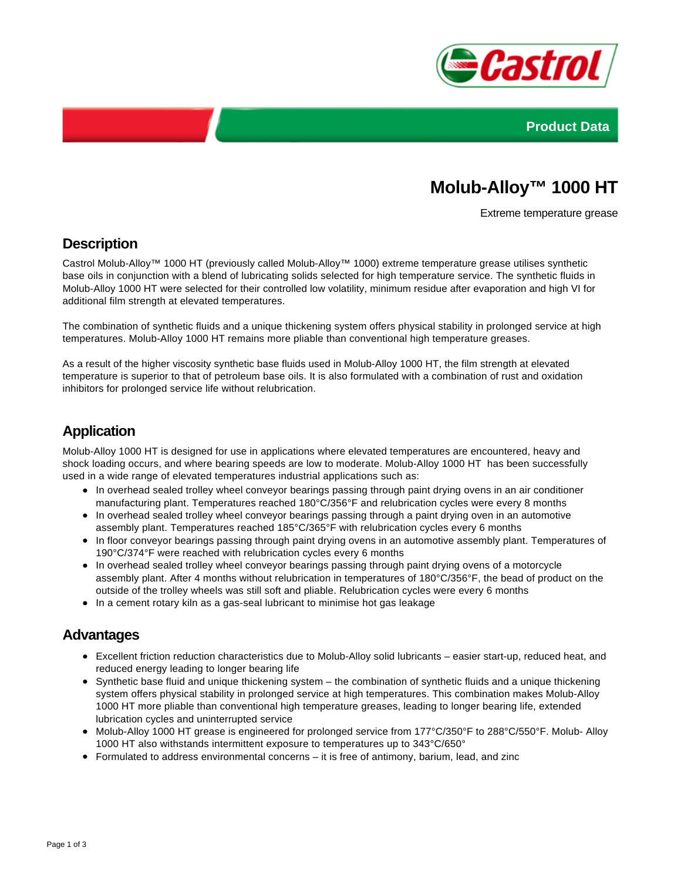Product Data

# Molub-Alloy™ 1000 HT

Extreme temperature grease

## Description

Castrol Molub-Alloy™ 1000 HT (previously called Molub-Alloy™ 1000) extreme temperature grease utilises synthetic base oils in conjunction with a blend of lubricating solids selected for high temperature service. The synthetic fluids in Molub-Alloy 1000 HT were selected for their controlled low volatility, minimum residue after evaporation and high VI for additional film strength at elevated temperatures.

The combination of synthetic fluids and a unique thickening system offers physical stability in prolonged service at high temperatures. Molub-Alloy 1000 HT remains more pliable than conventional high temperature greases.

As a result of the higher viscosity synthetic base fluids used in Molub-Alloy 1000 HT, the film strength at elevated temperature is superior to that of petroleum base oils. It is also formulated with a combination of rust and oxidation inhibitors for prolonged service life without relubrication.

## Application

Molub-Alloy 1000 HT is designed for use in applications where elevated temperatures are encountered, heavy and shock loading occurs, and where bearing speeds are low to moderate. Molub-Alloy 1000 HT has been successfully used in a wide range of elevated temperatures industrial applications such as:

- In overhead sealed trolley wheel conveyor bearings passing through paint drying ovens in an air conditioner manufacturing plant. Temperatures reached 180°C/356°F and relubrication cycles were every 8 months
- In overhead sealed trolley wheel conveyor bearings passing through a paint drying oven in an automotive assembly plant. Temperatures reached 185°C/365°F with relubrication cycles every 6 months
- In floor conveyor bearings passing through paint drying ovens in an automotive assembly plant. Temperatures of 190°C/374°F were reached with relubrication cycles every 6 months
- In overhead sealed trolley wheel conveyor bearings passing through paint drying ovens of a motorcycle assembly plant. After 4 months without relubrication in temperatures of 180°C/356°F, the bead of product on the outside of the trolley wheels was still soft and pliable. Relubrication cycles were every 6 months
- In a cement rotary kiln as a gas-seal lubricant to minimise hot gas leakage

## Advantages

- Excellent friction reduction characteristics due to Molub-Alloy solid lubricants – easier start-up, reduced heat, and reduced energy leading to longer bearing life
- Synthetic base fluid and unique thickening system – the combination of synthetic fluids and a unique thickening system offers physical stability in prolonged service at high temperatures. This combination makes Molub-Alloy 1000 HT more pliable than conventional high temperature greases, leading to longer bearing life, extended lubrication cycles and uninterrupted service
- Molub-Alloy 1000 HT grease is engineered for prolonged service from 177°C/350°F to 288°C/550°F. Molub- Alloy 1000 HT also withstands intermittent exposure to temperatures up to 343°C/650°
- Formulated to address environmental concerns – it is free of antimony, barium, lead, and zinc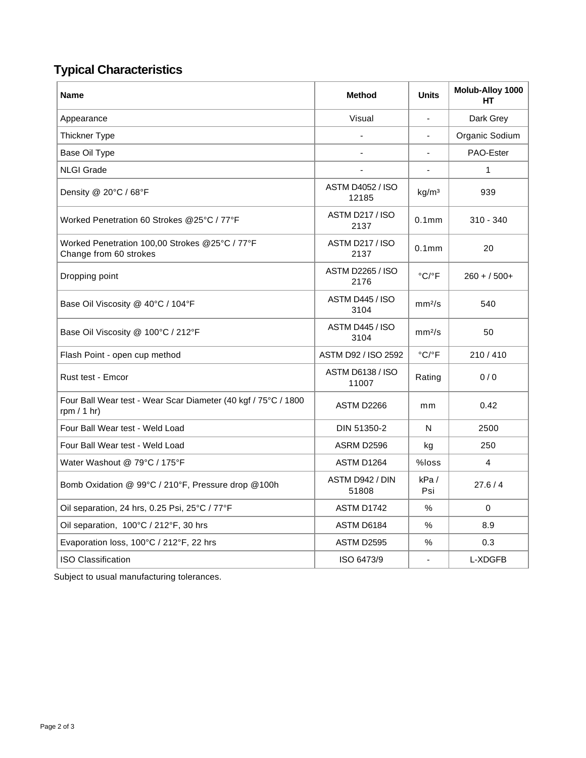## Typical Characteristics

| Name | Method | Units | Molub-Alloy 1000 HT |
|---|---|---|---|
| Appearance | Visual | - | Dark Grey |
| Thickner Type | - | - | Organic Sodium |
| Base Oil Type | - | - | PAO-Ester |
| NLGI Grade | - | - | 1 |
| Density @ 20°C / 68°F | ASTM D4052 / ISO 12185 | $kg/m^3$ | 939 |
| Worked Penetration 60 Strokes @25°C / 77°F | ASTM D217 / ISO 2137 | 0.1mm | 310 - 340 |
| Worked Penetration 100,00 Strokes @25°C / 77°F Change from 60 strokes | ASTM D217 / ISO 2137 | 0.1mm | 20 |
| Dropping point | ASTM D2265 / ISO 2176 | °C/°F | 260 + / 500+ |
| Base Oil Viscosity @ 40°C / 104°F | ASTM D445 / ISO 3104 | $mm^2/s$ | 540 |
| Base Oil Viscosity @ 100°C / 212°F | ASTM D445 / ISO 3104 | $mm^2/s$ | 50 |
| Flash Point - open cup method | ASTM D92 / ISO 2592 | °C/°F | 210 / 410 |
| Rust test - Emcor | ASTM D6138 / ISO 11007 | Rating | 0 / 0 |
| Four Ball Wear test - Wear Scar Diameter (40 kgf / 75°C / 1800 rpm / 1 hr) | ASTM D2266 | mm | 0.42 |
| Four Ball Wear test - Weld Load | DIN 51350-2 | N | 2500 |
| Four Ball Wear test - Weld Load | ASRM D2596 | kg | 250 |
| Water Washout @ 79°C / 175°F | ASTM D1264 | %loss | 4 |
| Bomb Oxidation @ 99°C / 210°F, Pressure drop @100h | ASTM D942 / DIN 51808 | kPa / Psi | 27.6 / 4 |
| Oil separation, 24 hrs, 0.25 Psi, 25°C / 77°F | ASTM D1742 | % | 0 |
| Oil separation, 100°C / 212°F, 30 hrs | ASTM D6184 | % | 8.9 |
| Evaporation loss, 100°C / 212°F, 22 hrs | ASTM D2595 | % | 0.3 |
| ISO Classification | ISO 6473/9 | - | L-XDGFB |

Subject to usual manufacturing tolerances.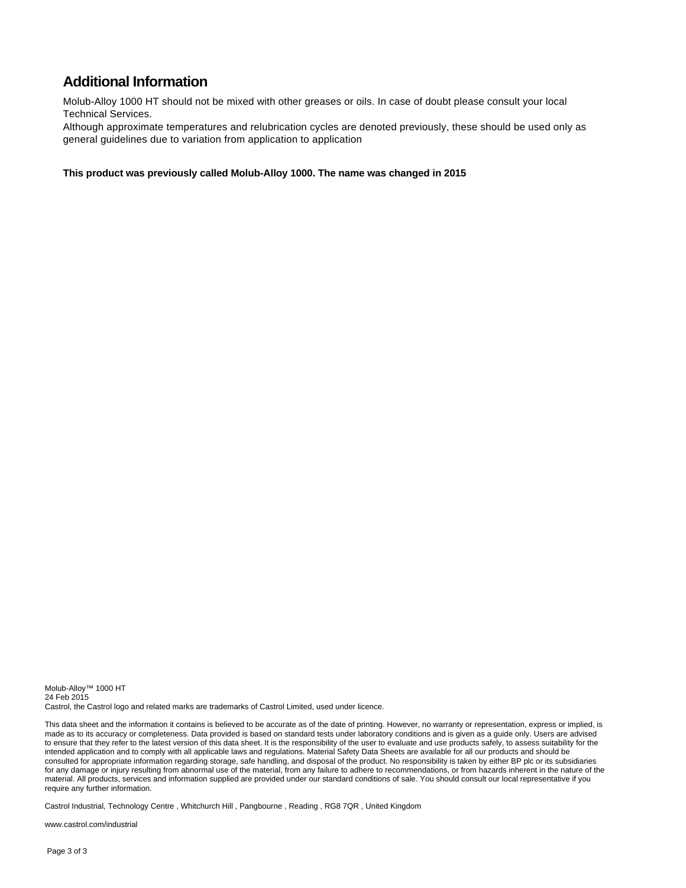## Additional Information

Molub-Alloy 1000 HT should not be mixed with other greases or oils. In case of doubt please consult your local Technical Services.
Although approximate temperatures and relubrication cycles are denoted previously, these should be used only as general guidelines due to variation from application to application

**This product was previously called Molub-Alloy 1000. The name was changed in 2015**

Molub-Alloy™ 1000 HT
24 Feb 2015
Castrol, the Castrol logo and related marks are trademarks of Castrol Limited, used under licence.

This data sheet and the information it contains is believed to be accurate as of the date of printing. However, no warranty or representation, express or implied, is made as to its accuracy or completeness. Data provided is based on standard tests under laboratory conditions and is given as a guide only. Users are advised to ensure that they refer to the latest version of this data sheet. It is the responsibility of the user to evaluate and use products safely, to assess suitability for the intended application and to comply with all applicable laws and regulations. Material Safety Data Sheets are available for all our products and should be consulted for appropriate information regarding storage, safe handling, and disposal of the product. No responsibility is taken by either BP plc or its subsidiaries for any damage or injury resulting from abnormal use of the material, from any failure to adhere to recommendations, or from hazards inherent in the nature of the material. All products, services and information supplied are provided under our standard conditions of sale. You should consult our local representative if you require any further information.

Castrol Industrial, Technology Centre , Whitchurch Hill , Pangbourne , Reading , RG8 7QR , United Kingdom

www.castrol.com/industrial